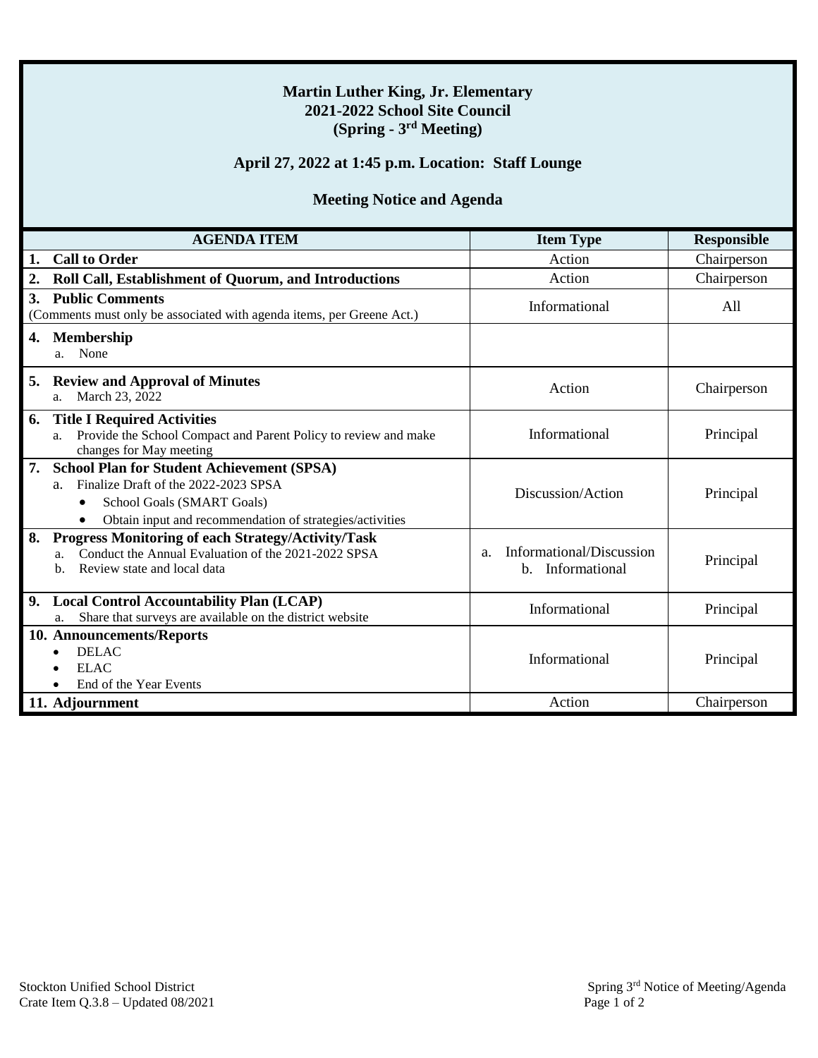**Martin Luther King, Jr. Elementary**
**2021-2022 School Site Council**
**(Spring - 3rd Meeting)**

**April 27, 2022 at 1:45 p.m. Location: Staff Lounge**

**Meeting Notice and Agenda**

| AGENDA ITEM | Item Type | Responsible |
|---|---|---|
| **1. Call to Order** | Action | Chairperson |
| **2. Roll Call, Establishment of Quorum, and Introductions** | Action | Chairperson |
| **3. Public Comments** (Comments must only be associated with agenda items, per Greene Act.) | Informational | All |
| **4. Membership** a. None | | |
| **5. Review and Approval of Minutes** a. March 23, 2022 | Action | Chairperson |
| **6. Title I Required Activities** a. Provide the School Compact and Parent Policy to review and make changes for May meeting | Informational | Principal |
| **7. School Plan for Student Achievement (SPSA)** a. Finalize Draft of the 2022-2023 SPSA • School Goals (SMART Goals) • Obtain input and recommendation of strategies/activities | Discussion/Action | Principal |
| **8. Progress Monitoring of each Strategy/Activity/Task** a. Conduct the Annual Evaluation of the 2021-2022 SPSA b. Review state and local data | a. Informational/Discussion b. Informational | Principal |
| **9. Local Control Accountability Plan (LCAP)** a. Share that surveys are available on the district website | Informational | Principal |
| **10. Announcements/Reports** • DELAC • ELAC • End of the Year Events | Informational | Principal |
| **11. Adjournment** | Action | Chairperson |

Stockton Unified School District
Crate Item Q.3.8 – Updated 08/2021

Spring 3rd Notice of Meeting/Agenda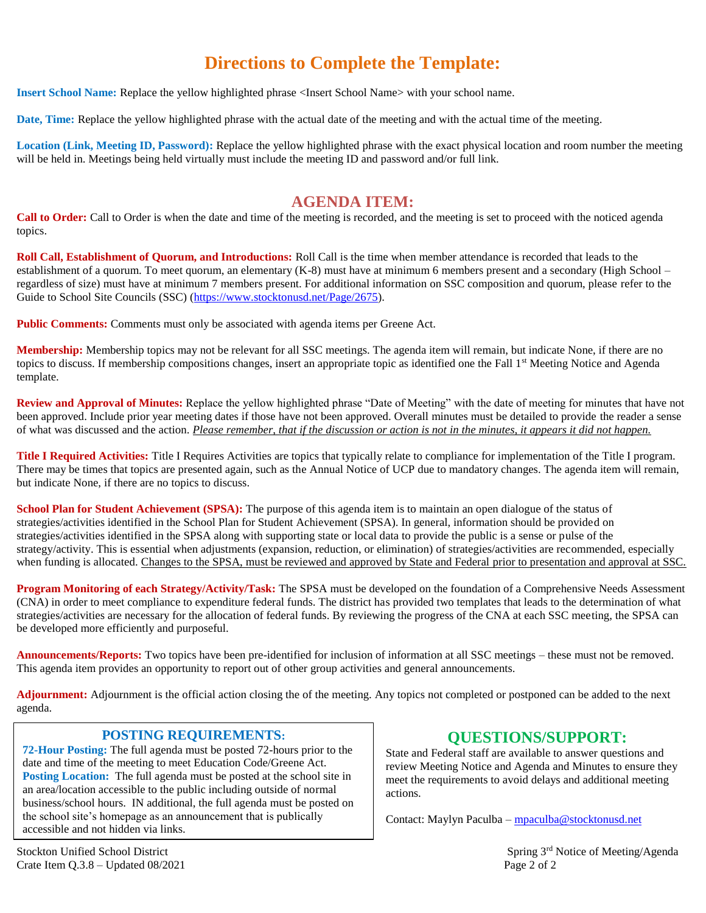# Directions to Complete the Template:

**Insert School Name:** Replace the yellow highlighted phrase <Insert School Name> with your school name.

**Date, Time:** Replace the yellow highlighted phrase with the actual date of the meeting and with the actual time of the meeting.

**Location (Link, Meeting ID, Password):** Replace the yellow highlighted phrase with the exact physical location and room number the meeting will be held in. Meetings being held virtually must include the meeting ID and password and/or full link.

## AGENDA ITEM:

**Call to Order:** Call to Order is when the date and time of the meeting is recorded, and the meeting is set to proceed with the noticed agenda topics.

**Roll Call, Establishment of Quorum, and Introductions:** Roll Call is the time when member attendance is recorded that leads to the establishment of a quorum. To meet quorum, an elementary (K-8) must have at minimum 6 members present and a secondary (High School – regardless of size) must have at minimum 7 members present. For additional information on SSC composition and quorum, please refer to the Guide to School Site Councils (SSC) (https://www.stocktonusd.net/Page/2675).

**Public Comments:** Comments must only be associated with agenda items per Greene Act.

**Membership:** Membership topics may not be relevant for all SSC meetings. The agenda item will remain, but indicate None, if there are no topics to discuss. If membership compositions changes, insert an appropriate topic as identified one the Fall 1st Meeting Notice and Agenda template.

**Review and Approval of Minutes:** Replace the yellow highlighted phrase "Date of Meeting" with the date of meeting for minutes that have not been approved. Include prior year meeting dates if those have not been approved. Overall minutes must be detailed to provide the reader a sense of what was discussed and the action. *Please remember, that if the discussion or action is not in the minutes, it appears it did not happen.*

**Title I Required Activities:** Title I Requires Activities are topics that typically relate to compliance for implementation of the Title I program. There may be times that topics are presented again, such as the Annual Notice of UCP due to mandatory changes. The agenda item will remain, but indicate None, if there are no topics to discuss.

**School Plan for Student Achievement (SPSA):** The purpose of this agenda item is to maintain an open dialogue of the status of strategies/activities identified in the School Plan for Student Achievement (SPSA). In general, information should be provided on strategies/activities identified in the SPSA along with supporting state or local data to provide the public is a sense or pulse of the strategy/activity. This is essential when adjustments (expansion, reduction, or elimination) of strategies/activities are recommended, especially when funding is allocated. Changes to the SPSA, must be reviewed and approved by State and Federal prior to presentation and approval at SSC.

**Program Monitoring of each Strategy/Activity/Task:** The SPSA must be developed on the foundation of a Comprehensive Needs Assessment (CNA) in order to meet compliance to expenditure federal funds. The district has provided two templates that leads to the determination of what strategies/activities are necessary for the allocation of federal funds. By reviewing the progress of the CNA at each SSC meeting, the SPSA can be developed more efficiently and purposeful.

**Announcements/Reports:** Two topics have been pre-identified for inclusion of information at all SSC meetings – these must not be removed. This agenda item provides an opportunity to report out of other group activities and general announcements.

**Adjournment:** Adjournment is the official action closing the of the meeting. Any topics not completed or postponed can be added to the next agenda.

### POSTING REQUIREMENTS:

**72-Hour Posting:** The full agenda must be posted 72-hours prior to the date and time of the meeting to meet Education Code/Greene Act.
**Posting Location:** The full agenda must be posted at the school site in an area/location accessible to the public including outside of normal business/school hours. IN additional, the full agenda must be posted on the school site's homepage as an announcement that is publically accessible and not hidden via links.

### QUESTIONS/SUPPORT:

State and Federal staff are available to answer questions and review Meeting Notice and Agenda and Minutes to ensure they meet the requirements to avoid delays and additional meeting actions.

Contact: Maylyn Paculba – mpaculba@stocktonusd.net

Stockton Unified School District
Crate Item Q.3.8 – Updated 08/2021

Spring 3rd Notice of Meeting/Agenda